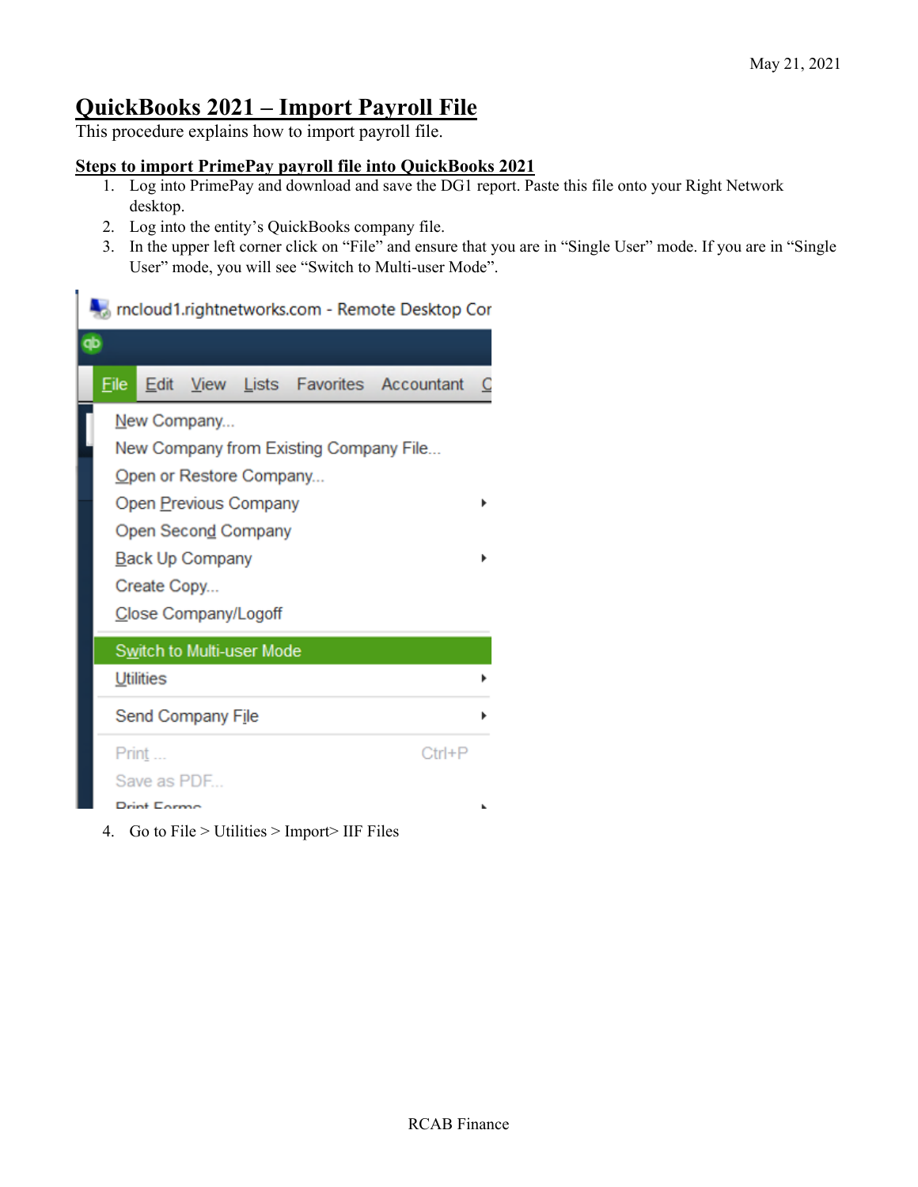May 21, 2021

# QuickBooks 2021 – Import Payroll File

This procedure explains how to import payroll file.

## Steps to import PrimePay payroll file into QuickBooks 2021

1. Log into PrimePay and download and save the DG1 report. Paste this file onto your Right Network desktop.
2. Log into the entity's QuickBooks company file.
3. In the upper left corner click on "File" and ensure that you are in "Single User" mode. If you are in "Single User" mode, you will see "Switch to Multi-user Mode".
4. Go to File > Utilities > Import> IIF Files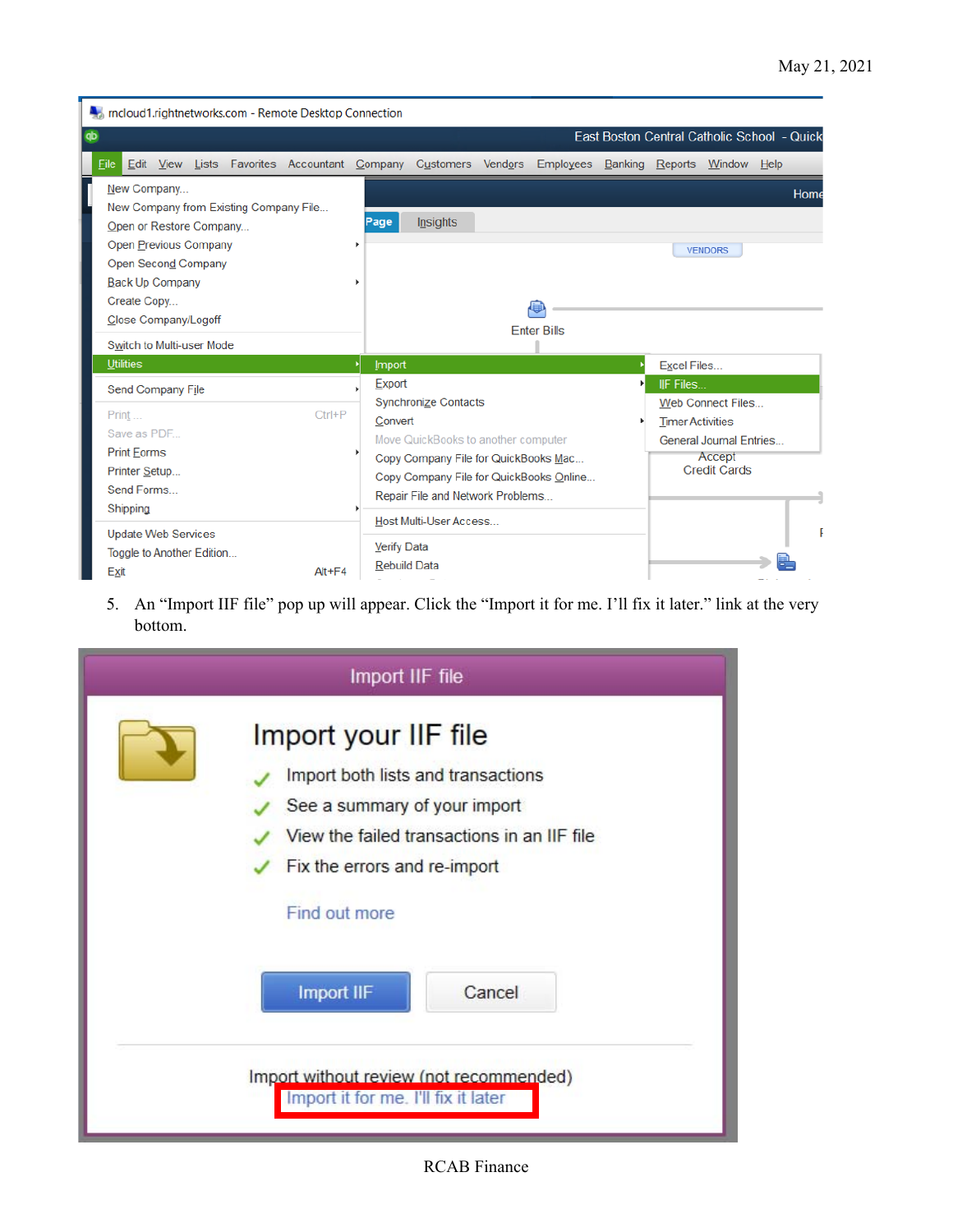5. An "Import IIF file" pop up will appear. Click the "Import it for me. I'll fix it later." link at the very bottom.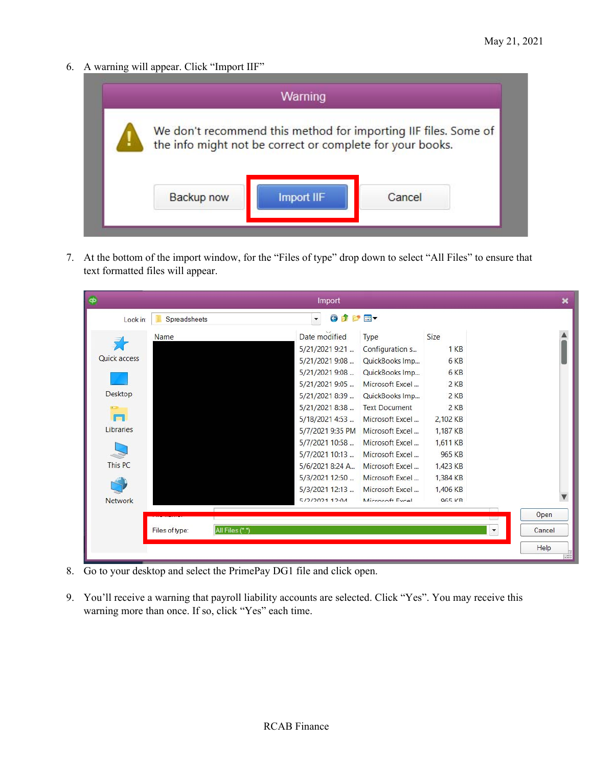May 21, 2021

6. A warning will appear. Click "Import IIF"

7. At the bottom of the import window, for the "Files of type" drop down to select "All Files" to ensure that text formatted files will appear.

8. Go to your desktop and select the PrimePay DG1 file and click open.

9. You'll receive a warning that payroll liability accounts are selected. Click "Yes". You may receive this warning more than once. If so, click "Yes" each time.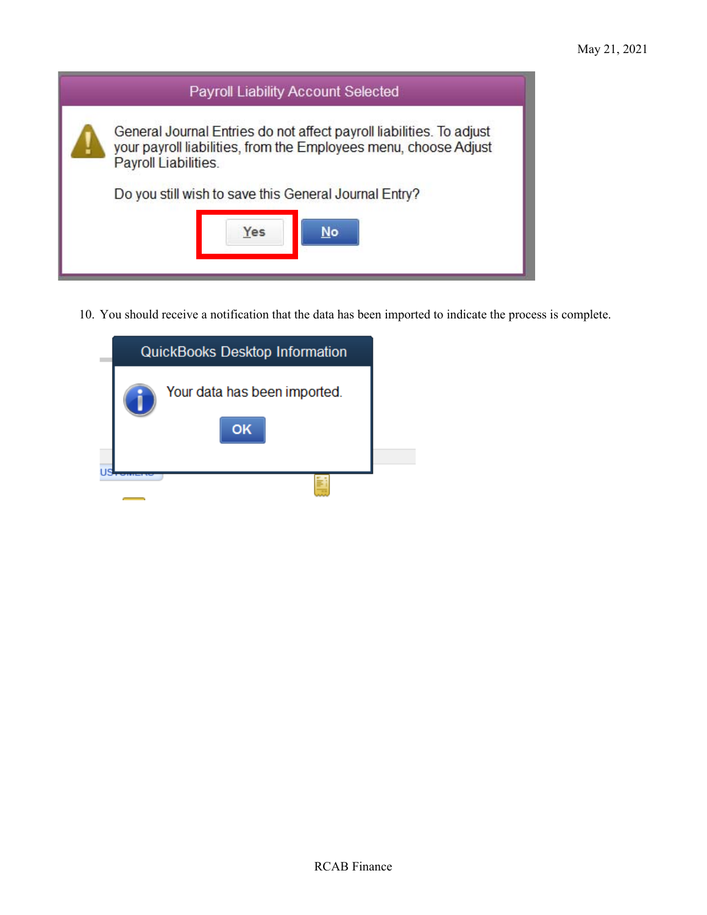**Payroll Liability Account Selected**

General Journal Entries do not affect payroll liabilities. To adjust your payroll liabilities, from the Employees menu, choose Adjust Payroll Liabilities.

Do you still wish to save this General Journal Entry?

Yes | No

10. You should receive a notification that the data has been imported to indicate the process is complete.

**QuickBooks Desktop Information**

Your data has been imported.

OK